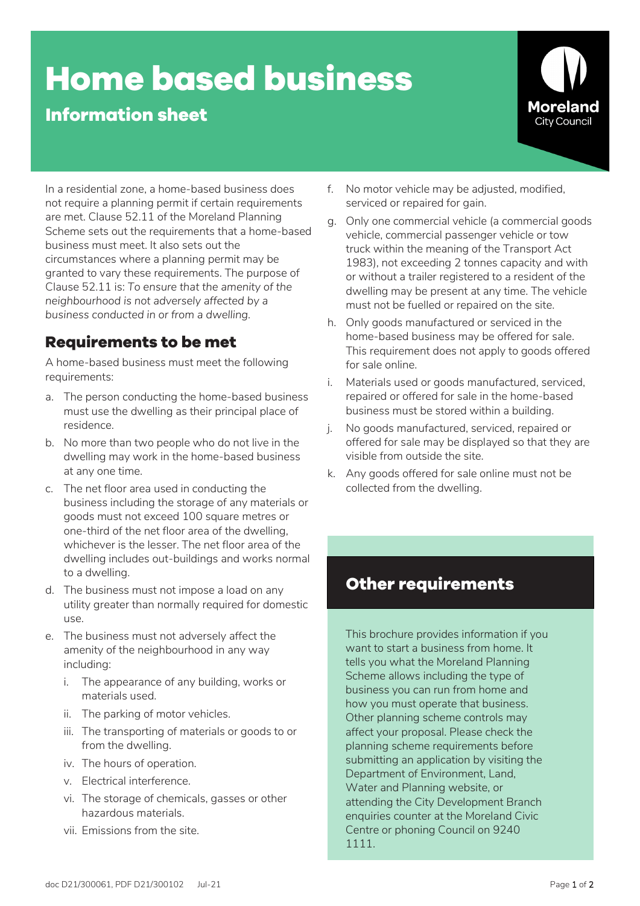# Home based business

## Information sheet

Moreland City Council

In a residential zone, a home-based business does not require a planning permit if certain requirements are met. Clause 52.11 of the Moreland Planning Scheme sets out the requirements that a home-based business must meet. It also sets out the circumstances where a planning permit may be granted to vary these requirements. The purpose of Clause 52.11 is: *To ensure that the amenity of the neighbourhood is not adversely affected by a business conducted in or from a dwelling.*

## Requirements to be met

A home-based business must meet the following requirements:

a. The person conducting the home-based business must use the dwelling as their principal place of residence.

b. No more than two people who do not live in the dwelling may work in the home-based business at any one time.

c. The net floor area used in conducting the business including the storage of any materials or goods must not exceed 100 square metres or one-third of the net floor area of the dwelling, whichever is the lesser. The net floor area of the dwelling includes out-buildings and works normal to a dwelling.

d. The business must not impose a load on any utility greater than normally required for domestic use.

e. The business must not adversely affect the amenity of the neighbourhood in any way including:

   i. The appearance of any building, works or materials used.

   ii. The parking of motor vehicles.

   iii. The transporting of materials or goods to or from the dwelling.

   iv. The hours of operation.

   v. Electrical interference.

   vi. The storage of chemicals, gasses or other hazardous materials.

   vii. Emissions from the site.

f. No motor vehicle may be adjusted, modified, serviced or repaired for gain.

g. Only one commercial vehicle (a commercial goods vehicle, commercial passenger vehicle or tow truck within the meaning of the Transport Act 1983), not exceeding 2 tonnes capacity and with or without a trailer registered to a resident of the dwelling may be present at any time. The vehicle must not be fuelled or repaired on the site.

h. Only goods manufactured or serviced in the home-based business may be offered for sale. This requirement does not apply to goods offered for sale online.

i. Materials used or goods manufactured, serviced, repaired or offered for sale in the home-based business must be stored within a building.

j. No goods manufactured, serviced, repaired or offered for sale may be displayed so that they are visible from outside the site.

k. Any goods offered for sale online must not be collected from the dwelling.

## Other requirements

This brochure provides information if you want to start a business from home. It tells you what the Moreland Planning Scheme allows including the type of business you can run from home and how you must operate that business. Other planning scheme controls may affect your proposal. Please check the planning scheme requirements before submitting an application by visiting the Department of Environment, Land, Water and Planning website, or attending the City Development Branch enquiries counter at the Moreland Civic Centre or phoning Council on 9240 1111.

doc D21/300061, PDF D21/300102 Jul-21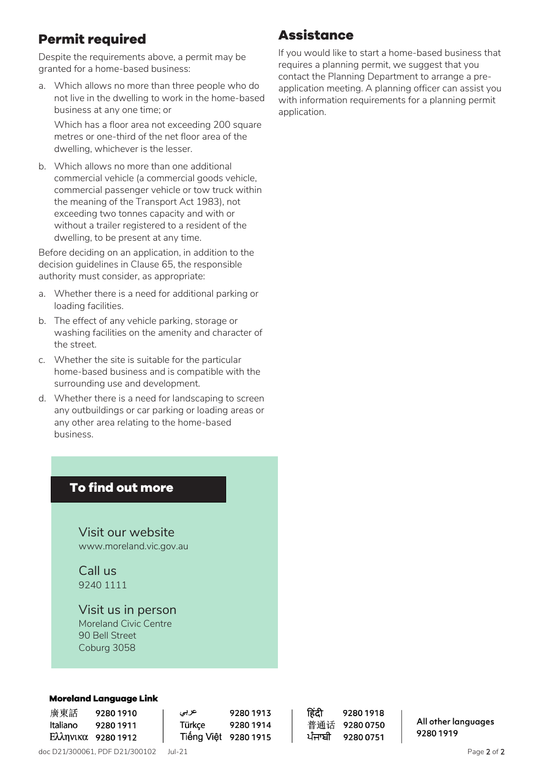## Permit required

Despite the requirements above, a permit may be granted for a home-based business:

a. Which allows no more than three people who do not live in the dwelling to work in the home-based business at any one time; or

   Which has a floor area not exceeding 200 square metres or one-third of the net floor area of the dwelling, whichever is the lesser.

b. Which allows no more than one additional commercial vehicle (a commercial goods vehicle, commercial passenger vehicle or tow truck within the meaning of the Transport Act 1983), not exceeding two tonnes capacity and with or without a trailer registered to a resident of the dwelling, to be present at any time.

Before deciding on an application, in addition to the decision guidelines in Clause 65, the responsible authority must consider, as appropriate:

a. Whether there is a need for additional parking or loading facilities.
b. The effect of any vehicle parking, storage or washing facilities on the amenity and character of the street.
c. Whether the site is suitable for the particular home-based business and is compatible with the surrounding use and development.
d. Whether there is a need for landscaping to screen any outbuildings or car parking or loading areas or any other area relating to the home-based business.

## Assistance

If you would like to start a home-based business that requires a planning permit, we suggest that you contact the Planning Department to arrange a pre-application meeting. A planning officer can assist you with information requirements for a planning permit application.

### To find out more

Visit our website
www.moreland.vic.gov.au

Call us
9240 1111

Visit us in person
Moreland Civic Centre
90 Bell Street
Coburg 3058

**Moreland Language Link**

| | | | | | |
|---|---|---|---|---|---|
| 廣東話 | 9280 1910 | عربي | 9280 1913 | हिंदी | 9280 1918 |
| Italiano | 9280 1911 | Türkçe | 9280 1914 | 普通话 | 9280 0750 |
| Ελληνικα | 9280 1912 | Tiếng Việt | 9280 1915 | ਪੰਜਾਬੀ | 9280 0751 |

All other languages 9280 1919

doc D21/300061, PDF D21/300102 Jul-21